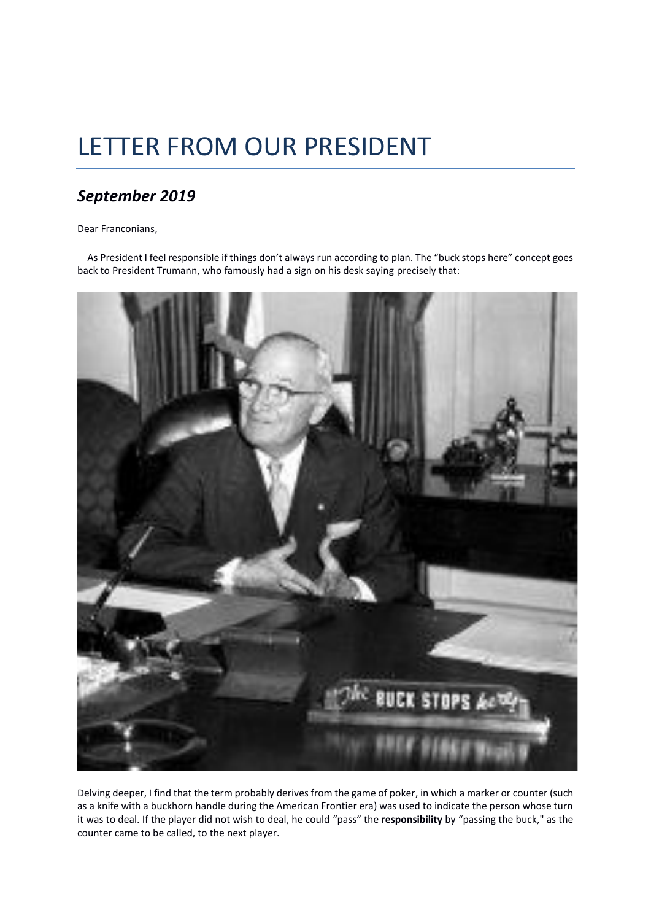# LETTER FROM OUR PRESIDENT

## *September 2019*

Dear Franconians,

As President I feel responsible if things don't always run according to plan. The "buck stops here" concept goes back to President Trumann, who famously had a sign on his desk saying precisely that:

Delving deeper, I find that the term probably derives from the game of poker, in which a marker or counter (such as a knife with a buckhorn handle during the American Frontier era) was used to indicate the person whose turn it was to deal. If the player did not wish to deal, he could "pass" the **responsibility** by "passing the buck," as the counter came to be called, to the next player.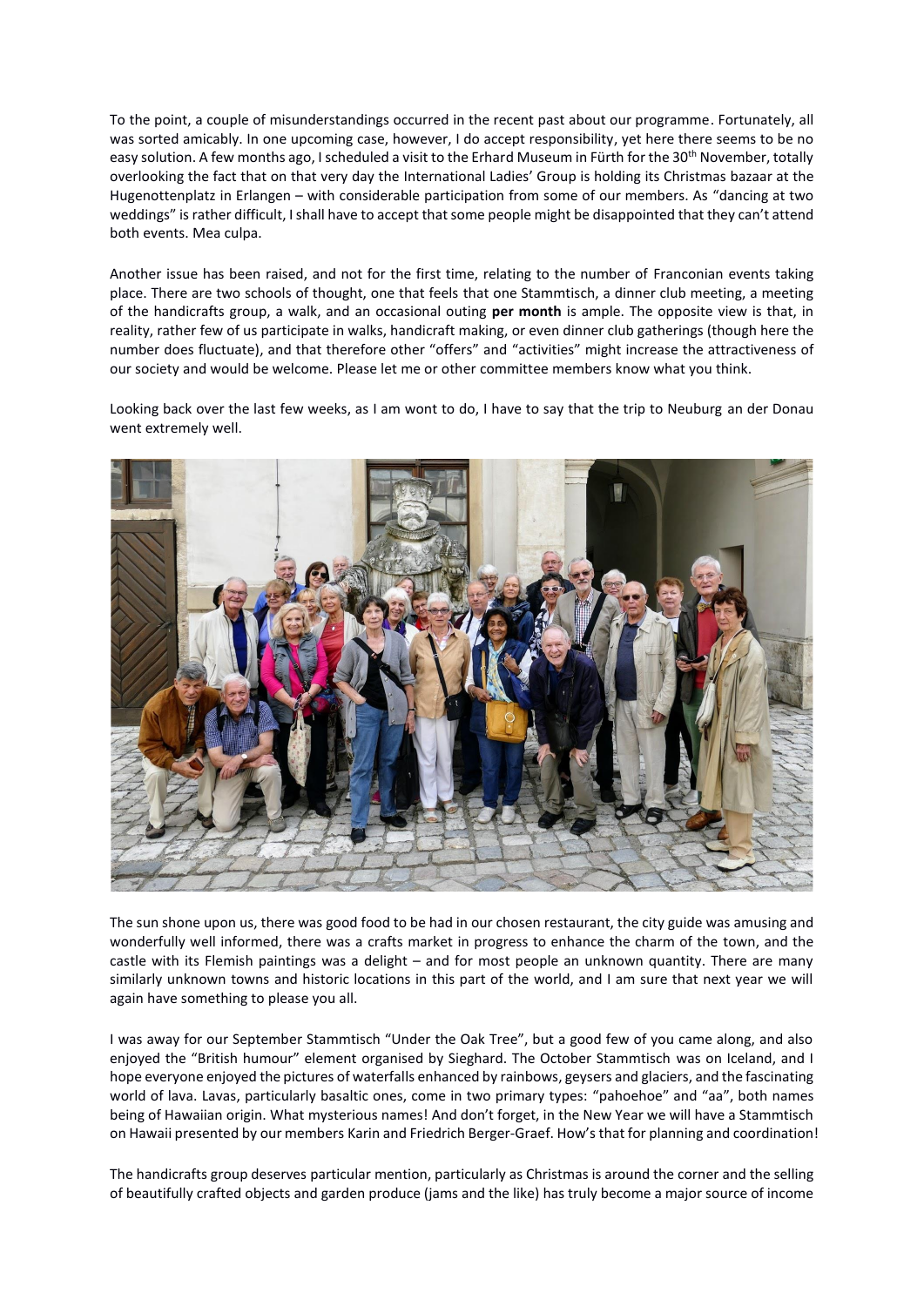To the point, a couple of misunderstandings occurred in the recent past about our programme. Fortunately, all was sorted amicably. In one upcoming case, however, I do accept responsibility, yet here there seems to be no easy solution. A few months ago, I scheduled a visit to the Erhard Museum in Fürth for the 30th November, totally overlooking the fact that on that very day the International Ladies' Group is holding its Christmas bazaar at the Hugenottenplatz in Erlangen – with considerable participation from some of our members. As "dancing at two weddings" is rather difficult, I shall have to accept that some people might be disappointed that they can't attend both events. Mea culpa.

Another issue has been raised, and not for the first time, relating to the number of Franconian events taking place. There are two schools of thought, one that feels that one Stammtisch, a dinner club meeting, a meeting of the handicrafts group, a walk, and an occasional outing **per month** is ample. The opposite view is that, in reality, rather few of us participate in walks, handicraft making, or even dinner club gatherings (though here the number does fluctuate), and that therefore other "offers" and "activities" might increase the attractiveness of our society and would be welcome. Please let me or other committee members know what you think.

Looking back over the last few weeks, as I am wont to do, I have to say that the trip to Neuburg an der Donau went extremely well.

The sun shone upon us, there was good food to be had in our chosen restaurant, the city guide was amusing and wonderfully well informed, there was a crafts market in progress to enhance the charm of the town, and the castle with its Flemish paintings was a delight – and for most people an unknown quantity. There are many similarly unknown towns and historic locations in this part of the world, and I am sure that next year we will again have something to please you all.

I was away for our September Stammtisch "Under the Oak Tree", but a good few of you came along, and also enjoyed the "British humour" element organised by Sieghard. The October Stammtisch was on Iceland, and I hope everyone enjoyed the pictures of waterfalls enhanced by rainbows, geysers and glaciers, and the fascinating world of lava. Lavas, particularly basaltic ones, come in two primary types: "pahoehoe" and "aa", both names being of Hawaiian origin. What mysterious names! And don't forget, in the New Year we will have a Stammtisch on Hawaii presented by our members Karin and Friedrich Berger-Graef. How's that for planning and coordination!

The handicrafts group deserves particular mention, particularly as Christmas is around the corner and the selling of beautifully crafted objects and garden produce (jams and the like) has truly become a major source of income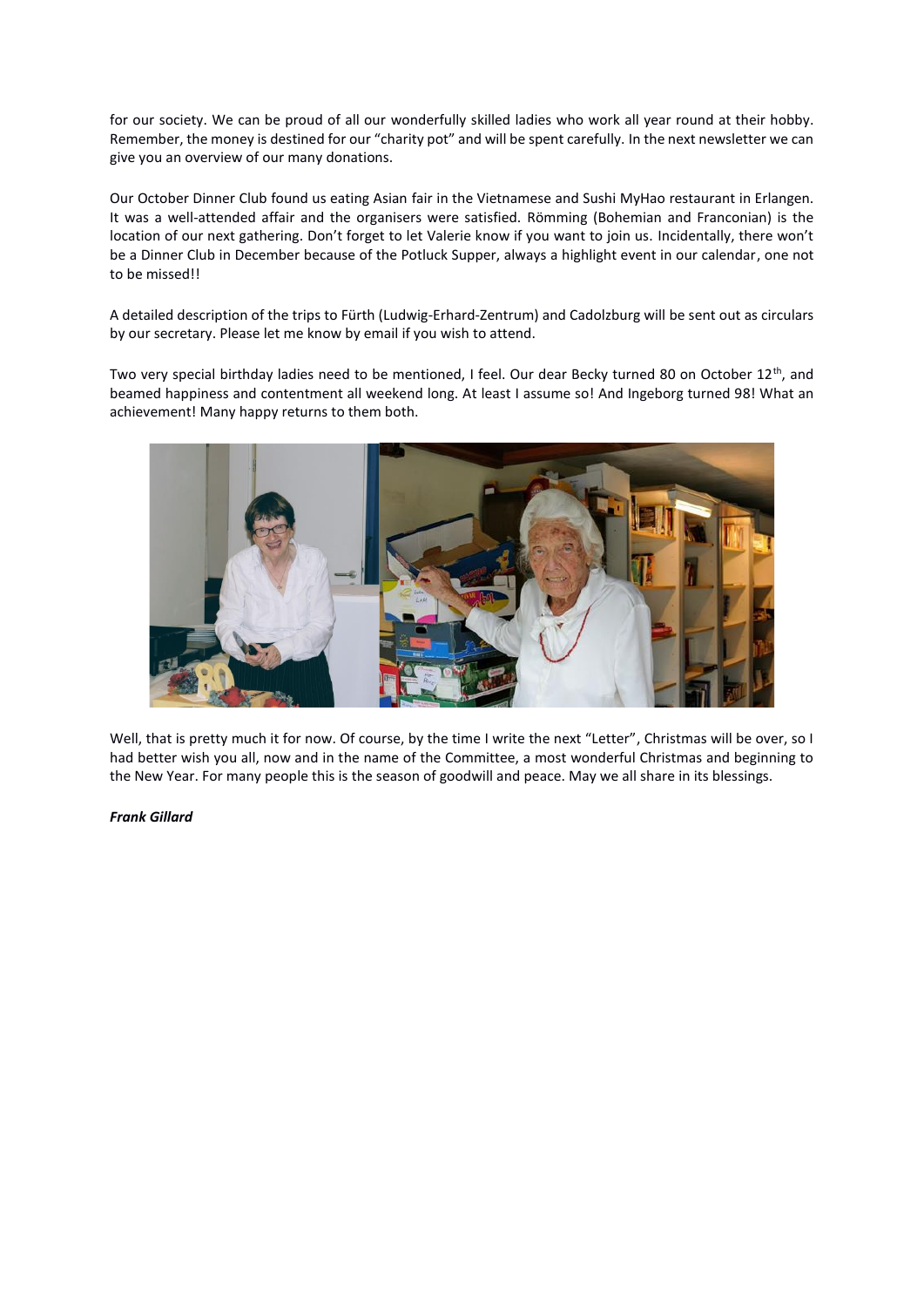for our society. We can be proud of all our wonderfully skilled ladies who work all year round at their hobby. Remember, the money is destined for our "charity pot" and will be spent carefully. In the next newsletter we can give you an overview of our many donations.

Our October Dinner Club found us eating Asian fair in the Vietnamese and Sushi MyHao restaurant in Erlangen. It was a well-attended affair and the organisers were satisfied. Römming (Bohemian and Franconian) is the location of our next gathering. Don't forget to let Valerie know if you want to join us. Incidentally, there won't be a Dinner Club in December because of the Potluck Supper, always a highlight event in our calendar, one not to be missed!!

A detailed description of the trips to Fürth (Ludwig-Erhard-Zentrum) and Cadolzburg will be sent out as circulars by our secretary. Please let me know by email if you wish to attend.

Two very special birthday ladies need to be mentioned, I feel. Our dear Becky turned 80 on October 12th, and beamed happiness and contentment all weekend long. At least I assume so! And Ingeborg turned 98! What an achievement! Many happy returns to them both.

Well, that is pretty much it for now. Of course, by the time I write the next "Letter", Christmas will be over, so I had better wish you all, now and in the name of the Committee, a most wonderful Christmas and beginning to the New Year. For many people this is the season of goodwill and peace. May we all share in its blessings.

***Frank Gillard***